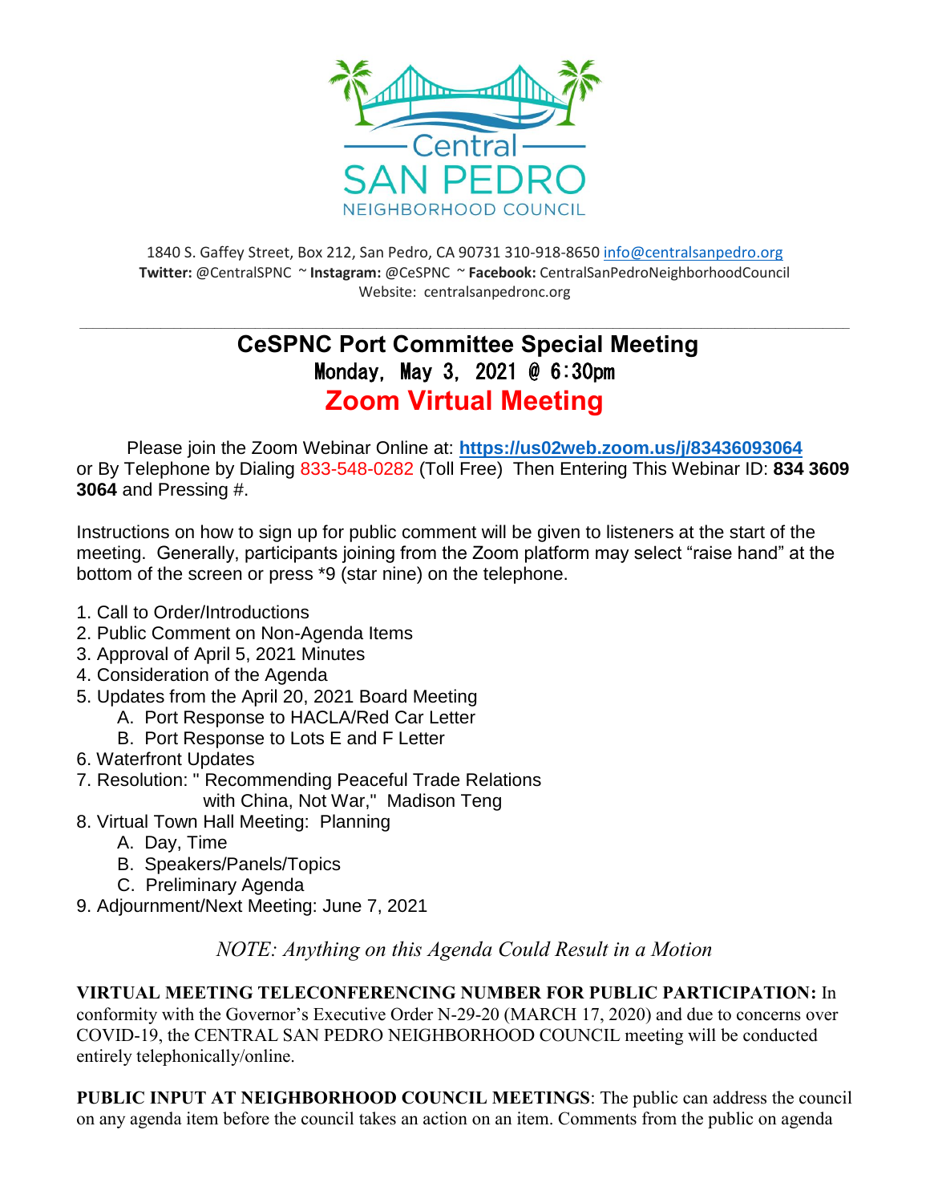Central SAN PEDRO NEIGHBORHOOD COUNCIL

1840 S. Gaffey Street, Box 212, San Pedro, CA 90731 310-918-8650 info@centralsanpedro.org
**Twitter:** @CentralSPNC ~ **Instagram:** @CeSPNC ~ **Facebook:** CentralSanPedroNeighborhoodCouncil
Website: centralsanpedronc.org

# CeSPNC Port Committee Special Meeting

## Monday, May 3, 2021 @ 6:30pm

## Zoom Virtual Meeting

Please join the Zoom Webinar Online at: **https://us02web.zoom.us/j/83436093064** or By Telephone by Dialing 833-548-0282 (Toll Free) Then Entering This Webinar ID: **834 3609 3064** and Pressing #.

Instructions on how to sign up for public comment will be given to listeners at the start of the meeting. Generally, participants joining from the Zoom platform may select "raise hand" at the bottom of the screen or press *9 (star nine) on the telephone.

1. Call to Order/Introductions
2. Public Comment on Non-Agenda Items
3. Approval of April 5, 2021 Minutes
4. Consideration of the Agenda
5. Updates from the April 20, 2021 Board Meeting
   A. Port Response to HACLA/Red Car Letter
   B. Port Response to Lots E and F Letter
6. Waterfront Updates
7. Resolution: " Recommending Peaceful Trade Relations with China, Not War," Madison Teng
8. Virtual Town Hall Meeting: Planning
   A. Day, Time
   B. Speakers/Panels/Topics
   C. Preliminary Agenda
9. Adjournment/Next Meeting: June 7, 2021

*NOTE: Anything on this Agenda Could Result in a Motion*

**VIRTUAL MEETING TELECONFERENCING NUMBER FOR PUBLIC PARTICIPATION:** In conformity with the Governor's Executive Order N-29-20 (MARCH 17, 2020) and due to concerns over COVID-19, the CENTRAL SAN PEDRO NEIGHBORHOOD COUNCIL meeting will be conducted entirely telephonically/online.

**PUBLIC INPUT AT NEIGHBORHOOD COUNCIL MEETINGS**: The public can address the council on any agenda item before the council takes an action on an item. Comments from the public on agenda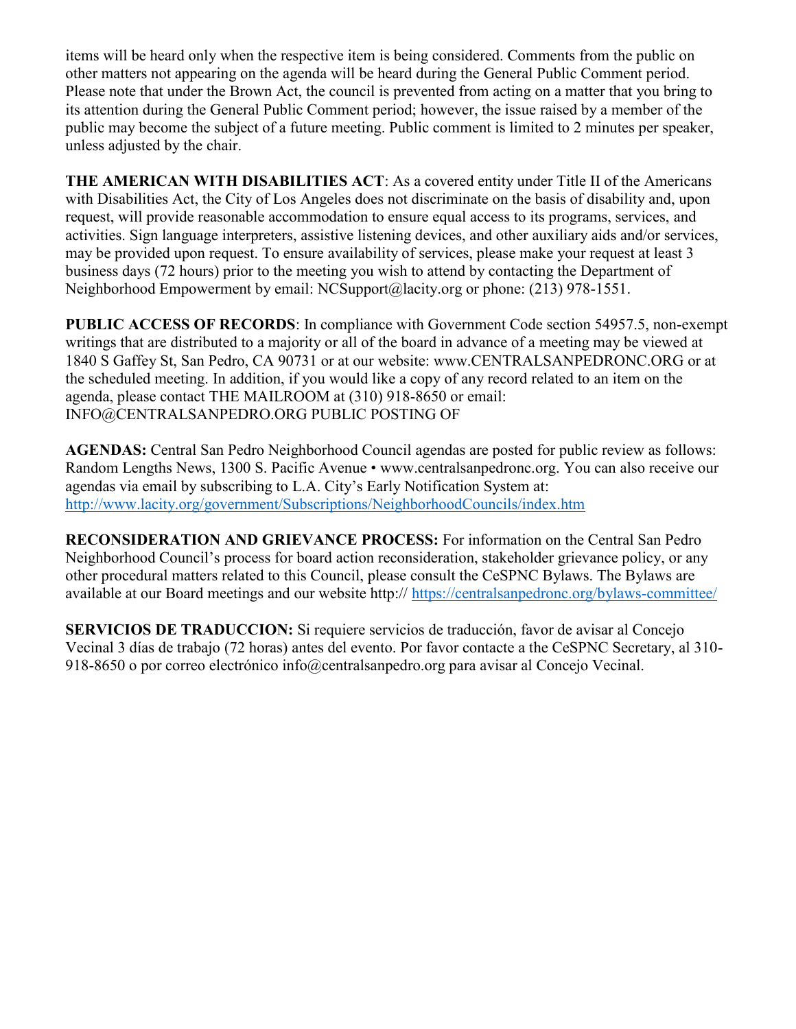items will be heard only when the respective item is being considered. Comments from the public on other matters not appearing on the agenda will be heard during the General Public Comment period. Please note that under the Brown Act, the council is prevented from acting on a matter that you bring to its attention during the General Public Comment period; however, the issue raised by a member of the public may become the subject of a future meeting. Public comment is limited to 2 minutes per speaker, unless adjusted by the chair.

**THE AMERICAN WITH DISABILITIES ACT**: As a covered entity under Title II of the Americans with Disabilities Act, the City of Los Angeles does not discriminate on the basis of disability and, upon request, will provide reasonable accommodation to ensure equal access to its programs, services, and activities. Sign language interpreters, assistive listening devices, and other auxiliary aids and/or services, may be provided upon request. To ensure availability of services, please make your request at least 3 business days (72 hours) prior to the meeting you wish to attend by contacting the Department of Neighborhood Empowerment by email: NCSupport@lacity.org or phone: (213) 978-1551.

**PUBLIC ACCESS OF RECORDS**: In compliance with Government Code section 54957.5, non-exempt writings that are distributed to a majority or all of the board in advance of a meeting may be viewed at 1840 S Gaffey St, San Pedro, CA 90731 or at our website: www.CENTRALSANPEDRONC.ORG or at the scheduled meeting. In addition, if you would like a copy of any record related to an item on the agenda, please contact THE MAILROOM at (310) 918-8650 or email: INFO@CENTRALSANPEDRO.ORG PUBLIC POSTING OF

**AGENDAS:** Central San Pedro Neighborhood Council agendas are posted for public review as follows: Random Lengths News, 1300 S. Pacific Avenue • www.centralsanpedronc.org. You can also receive our agendas via email by subscribing to L.A. City's Early Notification System at: http://www.lacity.org/government/Subscriptions/NeighborhoodCouncils/index.htm

**RECONSIDERATION AND GRIEVANCE PROCESS:** For information on the Central San Pedro Neighborhood Council's process for board action reconsideration, stakeholder grievance policy, or any other procedural matters related to this Council, please consult the CeSPNC Bylaws. The Bylaws are available at our Board meetings and our website http:// https://centralsanpedronc.org/bylaws-committee/

**SERVICIOS DE TRADUCCION:** Si requiere servicios de traducción, favor de avisar al Concejo Vecinal 3 días de trabajo (72 horas) antes del evento. Por favor contacte a the CeSPNC Secretary, al 310-918-8650 o por correo electrónico info@centralsanpedro.org para avisar al Concejo Vecinal.